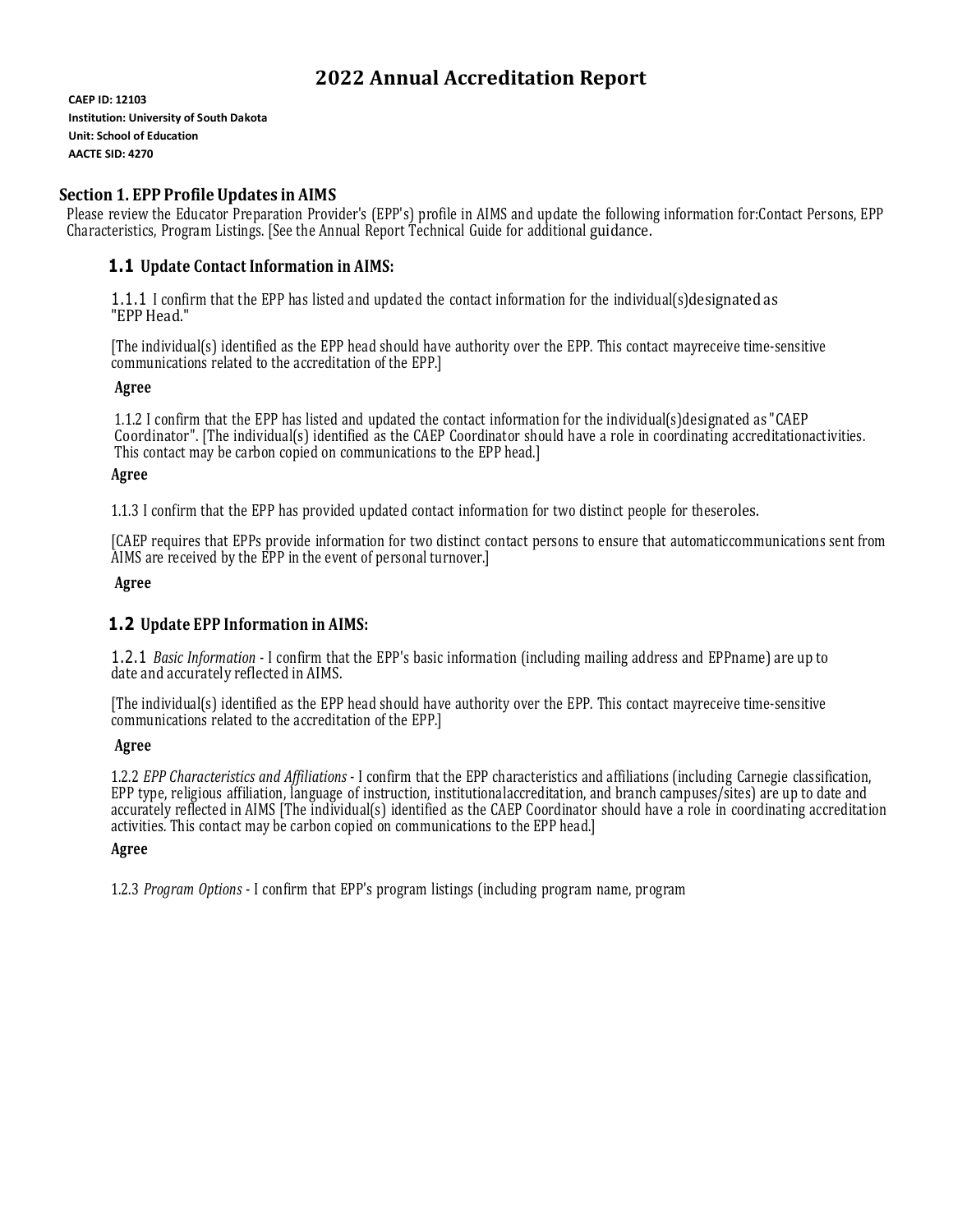# 2022 Annual Accreditation Report

**CAEP ID: 12103**
**Institution: University of South Dakota**
**Unit: School of Education**
**AACTE SID: 4270**

## Section 1. EPP Profile Updates in AIMS

Please review the Educator Preparation Provider's (EPP's) profile in AIMS and update the following information for:Contact Persons, EPP Characteristics, Program Listings. [See the Annual Report Technical Guide for additional guidance.

### 1.1 Update Contact Information in AIMS:

1.1.1 I confirm that the EPP has listed and updated the contact information for the individual(s)designated as "EPP Head."

[The individual(s) identified as the EPP head should have authority over the EPP. This contact mayreceive time-sensitive communications related to the accreditation of the EPP.]

**Agree**

1.1.2 I confirm that the EPP has listed and updated the contact information for the individual(s)designated as "CAEP Coordinator". [The individual(s) identified as the CAEP Coordinator should have a role in coordinating accreditationactivities. This contact may be carbon copied on communications to the EPP head.]

**Agree**

1.1.3 I confirm that the EPP has provided updated contact information for two distinct people for theseroles.

[CAEP requires that EPPs provide information for two distinct contact persons to ensure that automaticcommunications sent from AIMS are received by the EPP in the event of personal turnover.]

**Agree**

### 1.2 Update EPP Information in AIMS:

1.2.1 *Basic Information* - I confirm that the EPP's basic information (including mailing address and EPPname) are up to date and accurately reflected in AIMS.

[The individual(s) identified as the EPP head should have authority over the EPP. This contact mayreceive time-sensitive communications related to the accreditation of the EPP.]

**Agree**

1.2.2 *EPP Characteristics and Affiliations* - I confirm that the EPP characteristics and affiliations (including Carnegie classification, EPP type, religious affiliation, language of instruction, institutionalaccreditation, and branch campuses/sites) are up to date and accurately reflected in AIMS [The individual(s) identified as the CAEP Coordinator should have a role in coordinating accreditation activities. This contact may be carbon copied on communications to the EPP head.]

**Agree**

1.2.3 *Program Options* - I confirm that EPP's program listings (including program name, program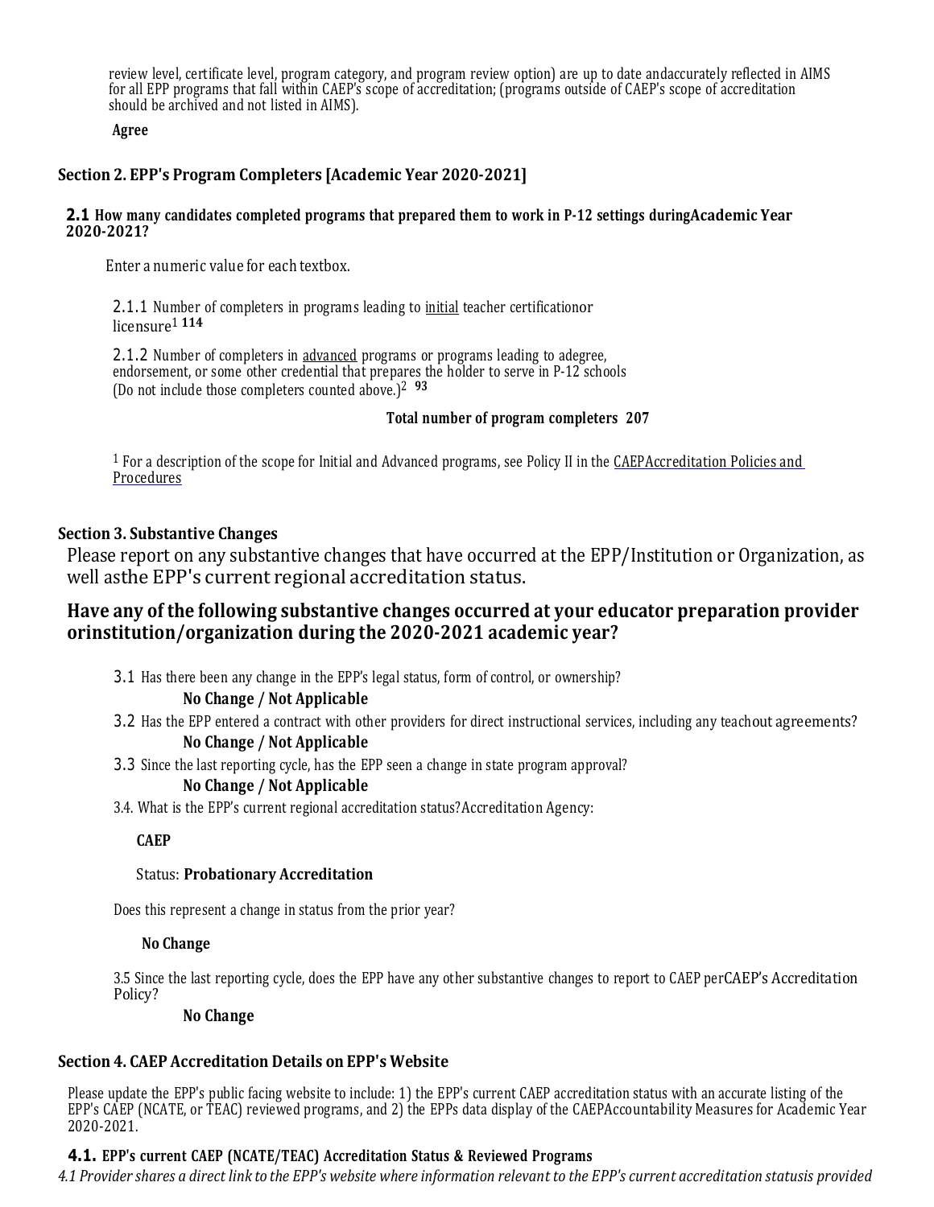review level, certificate level, program category, and program review option) are up to date andaccurately reflected in AIMS for all EPP programs that fall within CAEP's scope of accreditation; (programs outside of CAEP's scope of accreditation should be archived and not listed in AIMS).

**Agree**

## Section 2. EPP's Program Completers [Academic Year 2020-2021]

### 2.1 How many candidates completed programs that prepared them to work in P-12 settings duringAcademic Year 2020-2021?

Enter a numeric value for each textbox.

2.1.1 Number of completers in programs leading to <u>initial</u> teacher certificationor licensure[1] **114**

2.1.2 Number of completers in <u>advanced</u> programs or programs leading to adegree, endorsement, or some other credential that prepares the holder to serve in P-12 schools (Do not include those completers counted above.)[2] **93**

**Total number of program completers 207**

[1] For a description of the scope for Initial and Advanced programs, see Policy II in the CAEPAccreditation Policies and Procedures

## Section 3. Substantive Changes

Please report on any substantive changes that have occurred at the EPP/Institution or Organization, as well asthe EPP's current regional accreditation status.

### Have any of the following substantive changes occurred at your educator preparation provider orinstitution/organization during the 2020-2021 academic year?

3.1 Has there been any change in the EPP's legal status, form of control, or ownership?

**No Change / Not Applicable**

3.2 Has the EPP entered a contract with other providers for direct instructional services, including any teachout agreements?

**No Change / Not Applicable**

3.3 Since the last reporting cycle, has the EPP seen a change in state program approval?

**No Change / Not Applicable**

3.4. What is the EPP's current regional accreditation status?Accreditation Agency:

**CAEP**

Status: **Probationary Accreditation**

Does this represent a change in status from the prior year?

**No Change**

3.5 Since the last reporting cycle, does the EPP have any other substantive changes to report to CAEP perCAEP's Accreditation Policy?

**No Change**

## Section 4. CAEP Accreditation Details on EPP's Website

Please update the EPP's public facing website to include: 1) the EPP's current CAEP accreditation status with an accurate listing of the EPP's CAEP (NCATE, or TEAC) reviewed programs, and 2) the EPPs data display of the CAEPAccountability Measures for Academic Year 2020-2021.

### 4.1. EPP's current CAEP (NCATE/TEAC) Accreditation Status & Reviewed Programs

*4.1 Provider shares a direct link to the EPP's website where information relevant to the EPP's current accreditation statusis provided*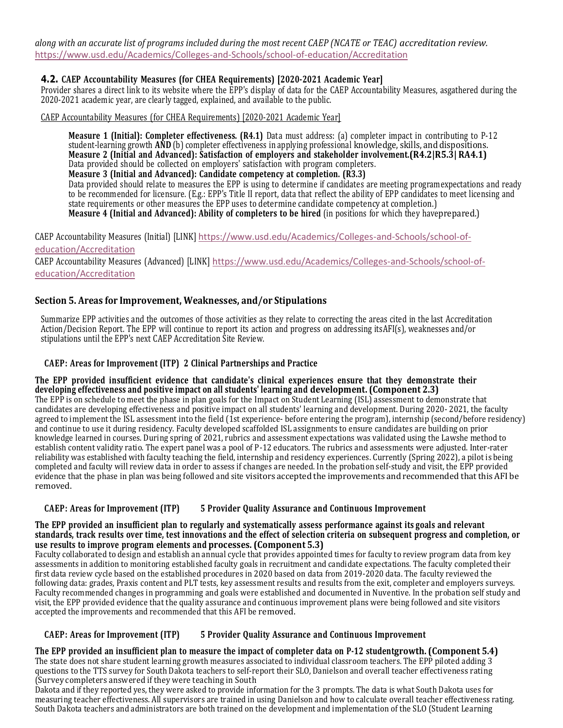*along with an accurate list of programs included during the most recent CAEP (NCATE or TEAC) accreditation review.* https://www.usd.edu/Academics/Colleges-and-Schools/school-of-education/Accreditation

### 4.2. CAEP Accountability Measures (for CHEA Requirements) [2020-2021 Academic Year]

Provider shares a direct link to its website where the EPP's display of data for the CAEP Accountability Measures, asgathered during the 2020-2021 academic year, are clearly tagged, explained, and available to the public.

CAEP Accountability Measures (for CHEA Requirements) [2020-2021 Academic Year]

> **Measure 1 (Initial): Completer effectiveness. (R4.1)** Data must address: (a) completer impact in contributing to P-12 student-learning growth **AND** (b) completer effectiveness in applying professional knowledge, skills, and dispositions.
> **Measure 2 (Initial and Advanced): Satisfaction of employers and stakeholder involvement.(R4.2|R5.3| RA4.1)**
> Data provided should be collected on employers' satisfaction with program completers.
> **Measure 3 (Initial and Advanced): Candidate competency at completion. (R3.3)**
> Data provided should relate to measures the EPP is using to determine if candidates are meeting programexpectations and ready to be recommended for licensure. (E.g.: EPP's Title II report, data that reflect the ability of EPP candidates to meet licensing and state requirements or other measures the EPP uses to determine candidate competency at completion.)
> **Measure 4 (Initial and Advanced): Ability of completers to be hired** (in positions for which they haveprepared.)

CAEP Accountability Measures (Initial) [LINK] https://www.usd.edu/Academics/Colleges-and-Schools/school-of-education/Accreditation

CAEP Accountability Measures (Advanced) [LINK] https://www.usd.edu/Academics/Colleges-and-Schools/school-of-education/Accreditation

## Section 5. Areas for Improvement, Weaknesses, and/or Stipulations

Summarize EPP activities and the outcomes of those activities as they relate to correcting the areas cited in the last Accreditation Action/Decision Report. The EPP will continue to report its action and progress on addressing itsAFI(s), weaknesses and/or stipulations until the EPP's next CAEP Accreditation Site Review.

### CAEP: Areas for Improvement (ITP) 2 Clinical Partnerships and Practice

**The EPP provided insufficient evidence that candidate's clinical experiences ensure that they demonstrate their developing effectiveness and positive impact on all students' learning and development. (Component 2.3)**

The EPP is on schedule to meet the phase in plan goals for the Impact on Student Learning (ISL) assessment to demonstrate that candidates are developing effectiveness and positive impact on all students' learning and development. During 2020- 2021, the faculty agreed to implement the ISL assessment into the field (1st experience- before entering the program), internship (second/before residency) and continue to use it during residency. Faculty developed scaffolded ISL assignments to ensure candidates are building on prior knowledge learned in courses. During spring of 2021, rubrics and assessment expectations was validated using the Lawshe method to establish content validity ratio. The expert panel was a pool of P-12 educators. The rubrics and assessments were adjusted. Inter-rater reliability was established with faculty teaching the field, internship and residency experiences. Currently (Spring 2022), a pilot is being completed and faculty will review data in order to assess if changes are needed. In the probation self-study and visit, the EPP provided evidence that the phase in plan was being followed and site visitors accepted the improvements and recommended that this AFI be removed.

### CAEP: Areas for Improvement (ITP) 5 Provider Quality Assurance and Continuous Improvement

**The EPP provided an insufficient plan to regularly and systematically assess performance against its goals and relevant standards, track results over time, test innovations and the effect of selection criteria on subsequent progress and completion, or use results to improve program elements and processes. (Component 5.3)**

Faculty collaborated to design and establish an annual cycle that provides appointed times for faculty to review program data from key assessments in addition to monitoring established faculty goals in recruitment and candidate expectations. The faculty completed their first data review cycle based on the established procedures in 2020 based on data from 2019-2020 data. The faculty reviewed the following data: grades, Praxis content and PLT tests, key assessment results and results from the exit, completer and employers surveys. Faculty recommended changes in programming and goals were established and documented in Nuventive. In the probation self study and visit, the EPP provided evidence that the quality assurance and continuous improvement plans were being followed and site visitors accepted the improvements and recommended that this AFI be removed.

### CAEP: Areas for Improvement (ITP) 5 Provider Quality Assurance and Continuous Improvement

**The EPP provided an insufficient plan to measure the impact of completer data on P-12 studentgrowth. (Component 5.4)**

The state does not share student learning growth measures associated to individual classroom teachers. The EPP piloted adding 3 questions to the TTS survey for South Dakota teachers to self-report their SLO, Danielson and overall teacher effectiveness rating (Survey completers answered if they were teaching in South Dakota and if they reported yes, they were asked to provide information for the 3 prompts. The data is what South Dakota uses for measuring teacher effectiveness. All supervisors are trained in using Danielson and how to calculate overall teacher effectiveness rating. South Dakota teachers and administrators are both trained on the development and implementation of the SLO (Student Learning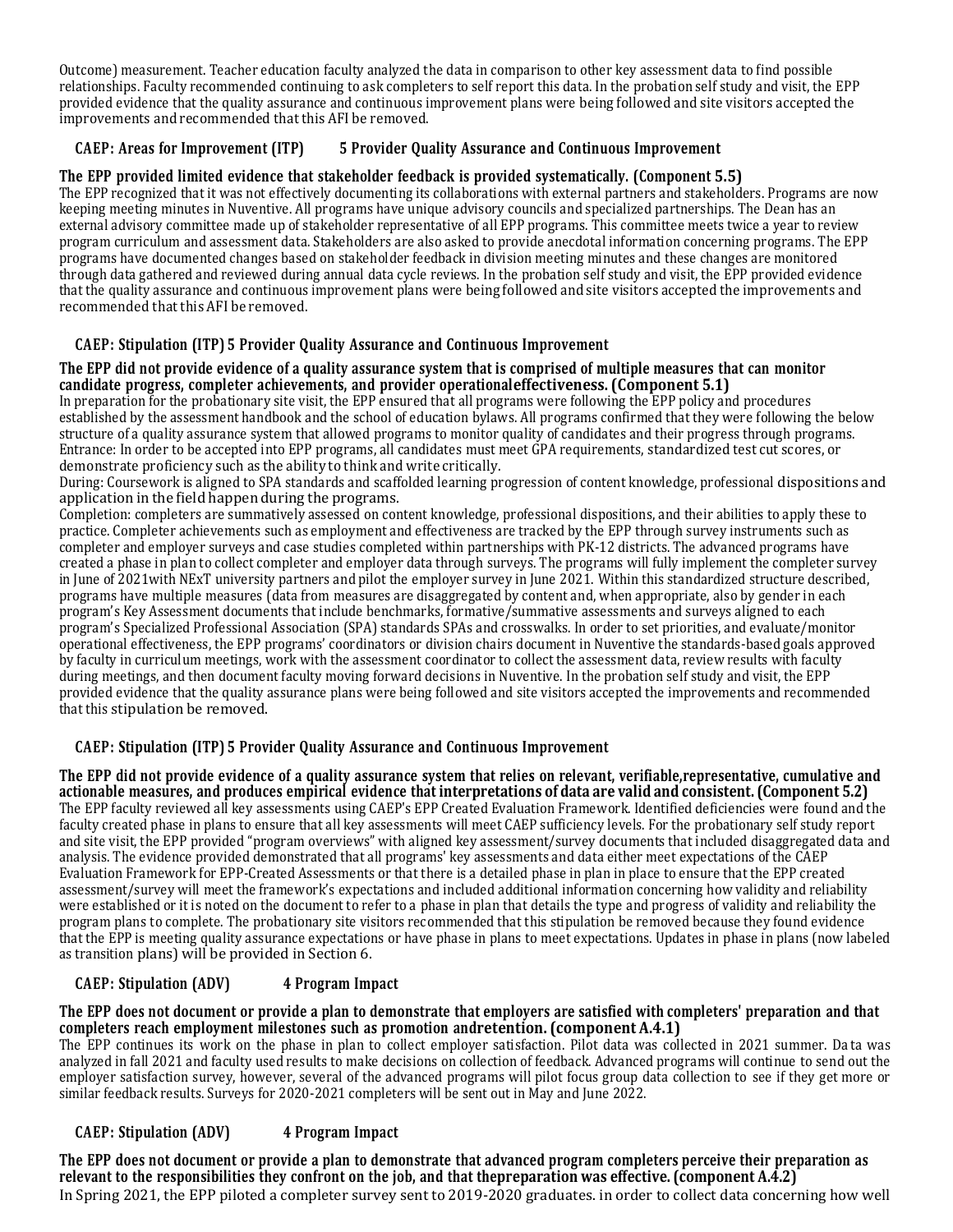Outcome) measurement. Teacher education faculty analyzed the data in comparison to other key assessment data to find possible relationships. Faculty recommended continuing to ask completers to self report this data. In the probation self study and visit, the EPP provided evidence that the quality assurance and continuous improvement plans were being followed and site visitors accepted the improvements and recommended that this AFI be removed.

### CAEP: Areas for Improvement (ITP) 5 Provider Quality Assurance and Continuous Improvement

**The EPP provided limited evidence that stakeholder feedback is provided systematically. (Component 5.5)**

The EPP recognized that it was not effectively documenting its collaborations with external partners and stakeholders. Programs are now keeping meeting minutes in Nuventive. All programs have unique advisory councils and specialized partnerships. The Dean has an external advisory committee made up of stakeholder representative of all EPP programs. This committee meets twice a year to review program curriculum and assessment data. Stakeholders are also asked to provide anecdotal information concerning programs. The EPP programs have documented changes based on stakeholder feedback in division meeting minutes and these changes are monitored through data gathered and reviewed during annual data cycle reviews. In the probation self study and visit, the EPP provided evidence that the quality assurance and continuous improvement plans were being followed and site visitors accepted the improvements and recommended that this AFI be removed.

### CAEP: Stipulation (ITP) 5 Provider Quality Assurance and Continuous Improvement

**The EPP did not provide evidence of a quality assurance system that is comprised of multiple measures that can monitor candidate progress, completer achievements, and provider operationaleffectiveness. (Component 5.1)**

In preparation for the probationary site visit, the EPP ensured that all programs were following the EPP policy and procedures established by the assessment handbook and the school of education bylaws. All programs confirmed that they were following the below structure of a quality assurance system that allowed programs to monitor quality of candidates and their progress through programs.

Entrance: In order to be accepted into EPP programs, all candidates must meet GPA requirements, standardized test cut scores, or demonstrate proficiency such as the ability to think and write critically.

During: Coursework is aligned to SPA standards and scaffolded learning progression of content knowledge, professional dispositions and application in the field happen during the programs.

Completion: completers are summatively assessed on content knowledge, professional dispositions, and their abilities to apply these to practice. Completer achievements such as employment and effectiveness are tracked by the EPP through survey instruments such as completer and employer surveys and case studies completed within partnerships with PK-12 districts. The advanced programs have created a phase in plan to collect completer and employer data through surveys. The programs will fully implement the completer survey in June of 2021with NExT university partners and pilot the employer survey in June 2021. Within this standardized structure described, programs have multiple measures (data from measures are disaggregated by content and, when appropriate, also by gender in each program's Key Assessment documents that include benchmarks, formative/summative assessments and surveys aligned to each program's Specialized Professional Association (SPA) standards SPAs and crosswalks. In order to set priorities, and evaluate/monitor operational effectiveness, the EPP programs' coordinators or division chairs document in Nuventive the standards-based goals approved by faculty in curriculum meetings, work with the assessment coordinator to collect the assessment data, review results with faculty during meetings, and then document faculty moving forward decisions in Nuventive. In the probation self study and visit, the EPP provided evidence that the quality assurance plans were being followed and site visitors accepted the improvements and recommended that this stipulation be removed.

### CAEP: Stipulation (ITP) 5 Provider Quality Assurance and Continuous Improvement

**The EPP did not provide evidence of a quality assurance system that relies on relevant, verifiable,representative, cumulative and actionable measures, and produces empirical evidence that interpretations of data are valid and consistent. (Component 5.2)**

The EPP faculty reviewed all key assessments using CAEP's EPP Created Evaluation Framework. Identified deficiencies were found and the faculty created phase in plans to ensure that all key assessments will meet CAEP sufficiency levels. For the probationary self study report and site visit, the EPP provided "program overviews" with aligned key assessment/survey documents that included disaggregated data and analysis. The evidence provided demonstrated that all programs' key assessments and data either meet expectations of the CAEP Evaluation Framework for EPP-Created Assessments or that there is a detailed phase in plan in place to ensure that the EPP created assessment/survey will meet the framework's expectations and included additional information concerning how validity and reliability were established or it is noted on the document to refer to a phase in plan that details the type and progress of validity and reliability the program plans to complete. The probationary site visitors recommended that this stipulation be removed because they found evidence that the EPP is meeting quality assurance expectations or have phase in plans to meet expectations. Updates in phase in plans (now labeled as transition plans) will be provided in Section 6.

### CAEP: Stipulation (ADV) 4 Program Impact

**The EPP does not document or provide a plan to demonstrate that employers are satisfied with completers' preparation and that completers reach employment milestones such as promotion andretention. (component A.4.1)**

The EPP continues its work on the phase in plan to collect employer satisfaction. Pilot data was collected in 2021 summer. Data was analyzed in fall 2021 and faculty used results to make decisions on collection of feedback. Advanced programs will continue to send out the employer satisfaction survey, however, several of the advanced programs will pilot focus group data collection to see if they get more or similar feedback results. Surveys for 2020-2021 completers will be sent out in May and June 2022.

### CAEP: Stipulation (ADV) 4 Program Impact

**The EPP does not document or provide a plan to demonstrate that advanced program completers perceive their preparation as relevant to the responsibilities they confront on the job, and that thepreparation was effective. (component A.4.2)**

In Spring 2021, the EPP piloted a completer survey sent to 2019-2020 graduates. in order to collect data concerning how well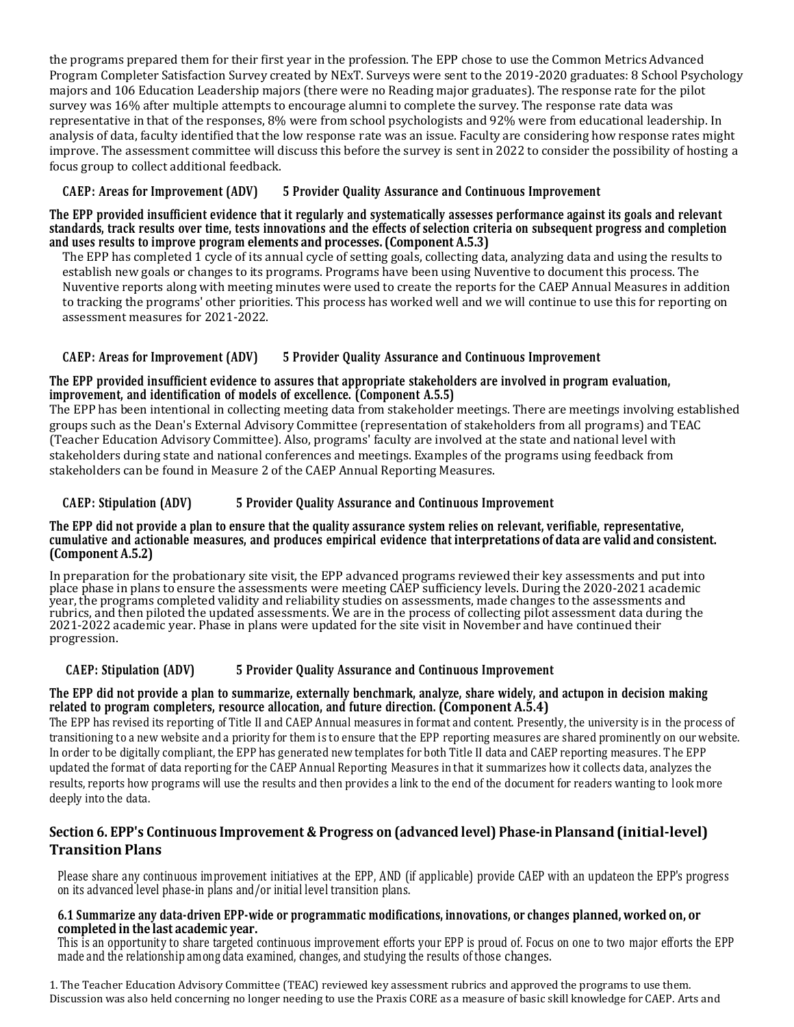the programs prepared them for their first year in the profession. The EPP chose to use the Common Metrics Advanced Program Completer Satisfaction Survey created by NExT. Surveys were sent to the 2019-2020 graduates: 8 School Psychology majors and 106 Education Leadership majors (there were no Reading major graduates). The response rate for the pilot survey was 16% after multiple attempts to encourage alumni to complete the survey. The response rate data was representative in that of the responses, 8% were from school psychologists and 92% were from educational leadership. In analysis of data, faculty identified that the low response rate was an issue. Faculty are considering how response rates might improve. The assessment committee will discuss this before the survey is sent in 2022 to consider the possibility of hosting a focus group to collect additional feedback.

**CAEP: Areas for Improvement (ADV) 5 Provider Quality Assurance and Continuous Improvement**

**The EPP provided insufficient evidence that it regularly and systematically assesses performance against its goals and relevant standards, track results over time, tests innovations and the effects of selection criteria on subsequent progress and completion and uses results to improve program elements and processes. (Component A.5.3)**

The EPP has completed 1 cycle of its annual cycle of setting goals, collecting data, analyzing data and using the results to establish new goals or changes to its programs. Programs have been using Nuventive to document this process. The Nuventive reports along with meeting minutes were used to create the reports for the CAEP Annual Measures in addition to tracking the programs' other priorities. This process has worked well and we will continue to use this for reporting on assessment measures for 2021-2022.

**CAEP: Areas for Improvement (ADV) 5 Provider Quality Assurance and Continuous Improvement**

**The EPP provided insufficient evidence to assures that appropriate stakeholders are involved in program evaluation, improvement, and identification of models of excellence. (Component A.5.5)**

The EPP has been intentional in collecting meeting data from stakeholder meetings. There are meetings involving established groups such as the Dean's External Advisory Committee (representation of stakeholders from all programs) and TEAC (Teacher Education Advisory Committee). Also, programs' faculty are involved at the state and national level with stakeholders during state and national conferences and meetings. Examples of the programs using feedback from stakeholders can be found in Measure 2 of the CAEP Annual Reporting Measures.

**CAEP: Stipulation (ADV) 5 Provider Quality Assurance and Continuous Improvement**

**The EPP did not provide a plan to ensure that the quality assurance system relies on relevant, verifiable, representative, cumulative and actionable measures, and produces empirical evidence that interpretations of data are valid and consistent. (Component A.5.2)**

In preparation for the probationary site visit, the EPP advanced programs reviewed their key assessments and put into place phase in plans to ensure the assessments were meeting CAEP sufficiency levels. During the 2020-2021 academic year, the programs completed validity and reliability studies on assessments, made changes to the assessments and rubrics, and then piloted the updated assessments. We are in the process of collecting pilot assessment data during the 2021-2022 academic year. Phase in plans were updated for the site visit in November and have continued their progression.

**CAEP: Stipulation (ADV) 5 Provider Quality Assurance and Continuous Improvement**

**The EPP did not provide a plan to summarize, externally benchmark, analyze, share widely, and actupon in decision making related to program completers, resource allocation, and future direction. (Component A.5.4)**

The EPP has revised its reporting of Title II and CAEP Annual measures in format and content. Presently, the university is in the process of transitioning to a new website and a priority for them is to ensure that the EPP reporting measures are shared prominently on our website. In order to be digitally compliant, the EPP has generated new templates for both Title II data and CAEP reporting measures. The EPP updated the format of data reporting for the CAEP Annual Reporting Measures in that it summarizes how it collects data, analyzes the results, reports how programs will use the results and then provides a link to the end of the document for readers wanting to look more deeply into the data.

## Section 6. EPP's Continuous Improvement & Progress on (advanced level) Phase-in Plansand (initial-level) Transition Plans

Please share any continuous improvement initiatives at the EPP, AND (if applicable) provide CAEP with an updateon the EPP's progress on its advanced level phase-in plans and/or initial level transition plans.

### 6.1 Summarize any data-driven EPP-wide or programmatic modifications, innovations, or changes planned, worked on, or completed in the last academic year.

This is an opportunity to share targeted continuous improvement efforts your EPP is proud of. Focus on one to two major efforts the EPP made and the relationship among data examined, changes, and studying the results of those changes.

1. The Teacher Education Advisory Committee (TEAC) reviewed key assessment rubrics and approved the programs to use them. Discussion was also held concerning no longer needing to use the Praxis CORE as a measure of basic skill knowledge for CAEP. Arts and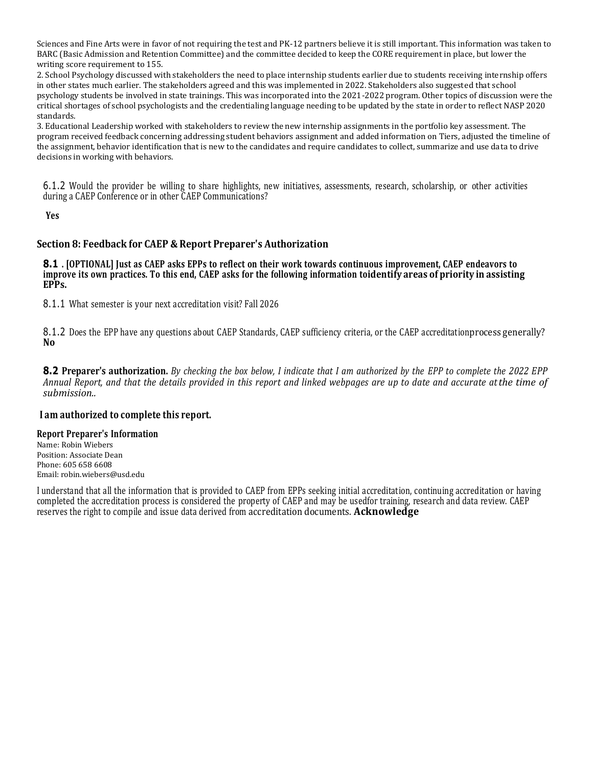Sciences and Fine Arts were in favor of not requiring the test and PK-12 partners believe it is still important. This information was taken to BARC (Basic Admission and Retention Committee) and the committee decided to keep the CORE requirement in place, but lower the writing score requirement to 155.

2. School Psychology discussed with stakeholders the need to place internship students earlier due to students receiving internship offers in other states much earlier. The stakeholders agreed and this was implemented in 2022. Stakeholders also suggested that school psychology students be involved in state trainings. This was incorporated into the 2021-2022 program. Other topics of discussion were the critical shortages of school psychologists and the credentialing language needing to be updated by the state in order to reflect NASP 2020 standards.

3. Educational Leadership worked with stakeholders to review the new internship assignments in the portfolio key assessment. The program received feedback concerning addressing student behaviors assignment and added information on Tiers, adjusted the timeline of the assignment, behavior identification that is new to the candidates and require candidates to collect, summarize and use data to drive decisions in working with behaviors.

6.1.2 Would the provider be willing to share highlights, new initiatives, assessments, research, scholarship, or other activities during a CAEP Conference or in other CAEP Communications?

**Yes**

## Section 8: Feedback for CAEP & Report Preparer's Authorization

**8.1 . [OPTIONAL] Just as CAEP asks EPPs to reflect on their work towards continuous improvement, CAEP endeavors to improve its own practices. To this end, CAEP asks for the following information toidentify areas of priority in assisting EPPs.**

8.1.1 What semester is your next accreditation visit? Fall 2026

8.1.2 Does the EPP have any questions about CAEP Standards, CAEP sufficiency criteria, or the CAEP accreditationprocess generally? **No**

**8.2 Preparer's authorization.** *By checking the box below, I indicate that I am authorized by the EPP to complete the 2022 EPP Annual Report, and that the details provided in this report and linked webpages are up to date and accurate at the time of submission..*

**I am authorized to complete this report.**

**Report Preparer's Information**

Name: Robin Wiebers
Position: Associate Dean
Phone: 605 658 6608
Email: robin.wiebers@usd.edu

I understand that all the information that is provided to CAEP from EPPs seeking initial accreditation, continuing accreditation or having completed the accreditation process is considered the property of CAEP and may be usedfor training, research and data review. CAEP reserves the right to compile and issue data derived from accreditation documents. **Acknowledge**